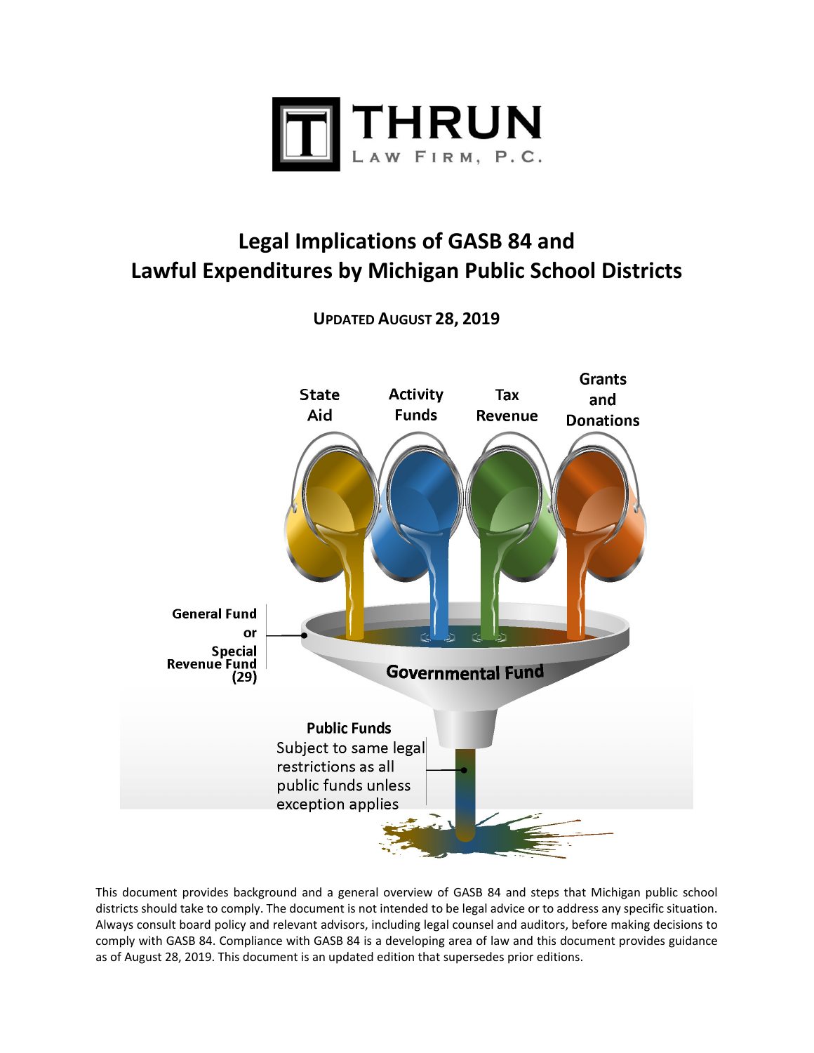THRUN LAW FIRM, P.C.

# Legal Implications of GASB 84 and Lawful Expenditures by Michigan Public School Districts

**UPDATED AUGUST 28, 2019**

State Aid

Activity Funds

Tax Revenue

Grants and Donations

General Fund or Special Revenue Fund (29)

Governmental Fund

**Public Funds**
Subject to same legal restrictions as all public funds unless exception applies

This document provides background and a general overview of GASB 84 and steps that Michigan public school districts should take to comply. The document is not intended to be legal advice or to address any specific situation. Always consult board policy and relevant advisors, including legal counsel and auditors, before making decisions to comply with GASB 84. Compliance with GASB 84 is a developing area of law and this document provides guidance as of August 28, 2019. This document is an updated edition that supersedes prior editions.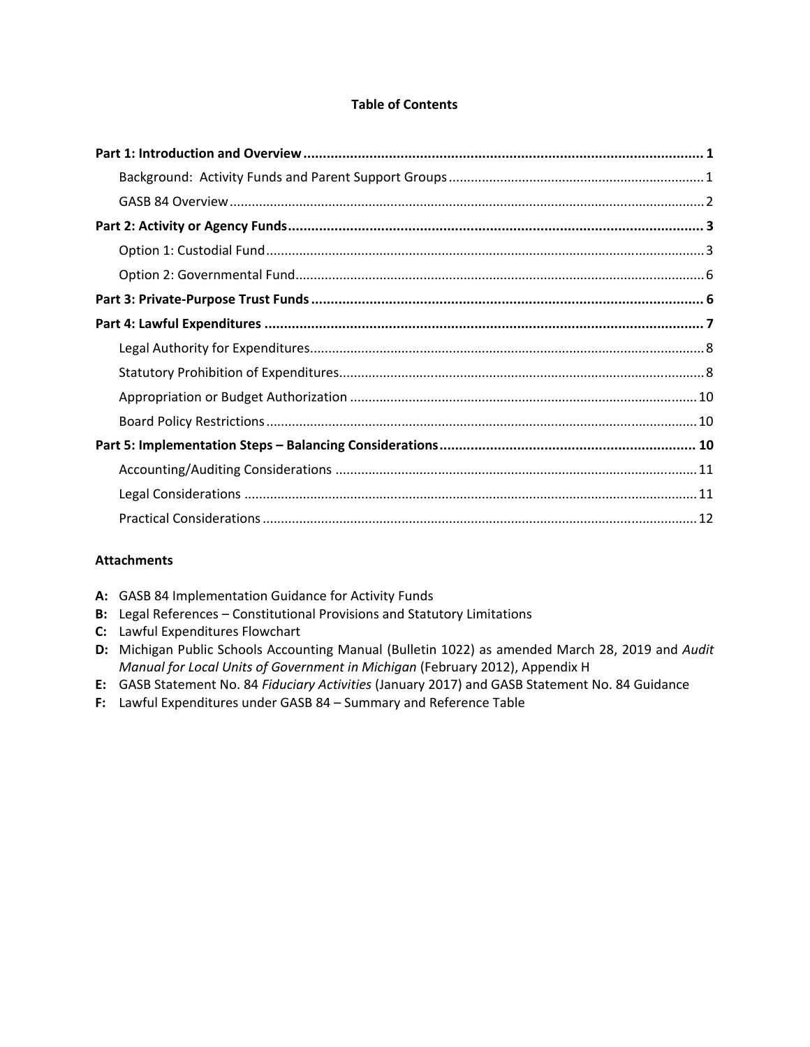## Table of Contents

**Part 1: Introduction and Overview** ........................................................................................................ **1**

Background: Activity Funds and Parent Support Groups ..................................................................... 1

GASB 84 Overview ................................................................................................................................. 2

**Part 2: Activity or Agency Funds** ........................................................................................................... **3**

Option 1: Custodial Fund ....................................................................................................................... 3

Option 2: Governmental Fund ............................................................................................................... 6

**Part 3: Private-Purpose Trust Funds** ...................................................................................................... **6**

**Part 4: Lawful Expenditures** ................................................................................................................. **7**

Legal Authority for Expenditures ........................................................................................................... 8

Statutory Prohibition of Expenditures ................................................................................................... 8

Appropriation or Budget Authorization .............................................................................................. 10

Board Policy Restrictions ..................................................................................................................... 10

**Part 5: Implementation Steps – Balancing Considerations** .................................................................. **10**

Accounting/Auditing Considerations .................................................................................................. 11

Legal Considerations ........................................................................................................................... 11

Practical Considerations ...................................................................................................................... 12

**Attachments**

- **A:** GASB 84 Implementation Guidance for Activity Funds
- **B:** Legal References – Constitutional Provisions and Statutory Limitations
- **C:** Lawful Expenditures Flowchart
- **D:** Michigan Public Schools Accounting Manual (Bulletin 1022) as amended March 28, 2019 and *Audit Manual for Local Units of Government in Michigan* (February 2012), Appendix H
- **E:** GASB Statement No. 84 *Fiduciary Activities* (January 2017) and GASB Statement No. 84 Guidance
- **F:** Lawful Expenditures under GASB 84 – Summary and Reference Table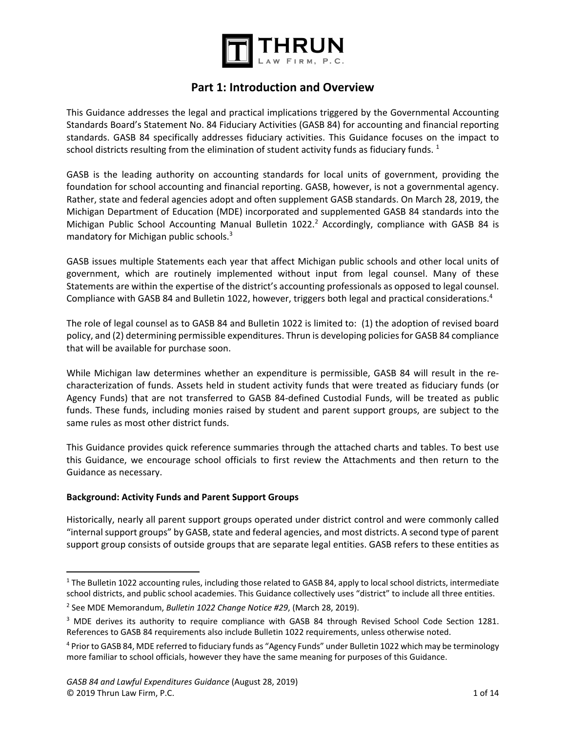## Part 1: Introduction and Overview

This Guidance addresses the legal and practical implications triggered by the Governmental Accounting Standards Board's Statement No. 84 Fiduciary Activities (GASB 84) for accounting and financial reporting standards. GASB 84 specifically addresses fiduciary activities. This Guidance focuses on the impact to school districts resulting from the elimination of student activity funds as fiduciary funds. [1]

GASB is the leading authority on accounting standards for local units of government, providing the foundation for school accounting and financial reporting. GASB, however, is not a governmental agency. Rather, state and federal agencies adopt and often supplement GASB standards. On March 28, 2019, the Michigan Department of Education (MDE) incorporated and supplemented GASB 84 standards into the Michigan Public School Accounting Manual Bulletin 1022.[2] Accordingly, compliance with GASB 84 is mandatory for Michigan public schools.[3]

GASB issues multiple Statements each year that affect Michigan public schools and other local units of government, which are routinely implemented without input from legal counsel. Many of these Statements are within the expertise of the district's accounting professionals as opposed to legal counsel. Compliance with GASB 84 and Bulletin 1022, however, triggers both legal and practical considerations.[4]

The role of legal counsel as to GASB 84 and Bulletin 1022 is limited to: (1) the adoption of revised board policy, and (2) determining permissible expenditures. Thrun is developing policies for GASB 84 compliance that will be available for purchase soon.

While Michigan law determines whether an expenditure is permissible, GASB 84 will result in the re-characterization of funds. Assets held in student activity funds that were treated as fiduciary funds (or Agency Funds) that are not transferred to GASB 84-defined Custodial Funds, will be treated as public funds. These funds, including monies raised by student and parent support groups, are subject to the same rules as most other district funds.

This Guidance provides quick reference summaries through the attached charts and tables. To best use this Guidance, we encourage school officials to first review the Attachments and then return to the Guidance as necessary.

**Background: Activity Funds and Parent Support Groups**

Historically, nearly all parent support groups operated under district control and were commonly called "internal support groups" by GASB, state and federal agencies, and most districts. A second type of parent support group consists of outside groups that are separate legal entities. GASB refers to these entities as

---

[1] The Bulletin 1022 accounting rules, including those related to GASB 84, apply to local school districts, intermediate school districts, and public school academies. This Guidance collectively uses "district" to include all three entities.

[2] See MDE Memorandum, *Bulletin 1022 Change Notice #29*, (March 28, 2019).

[3] MDE derives its authority to require compliance with GASB 84 through Revised School Code Section 1281. References to GASB 84 requirements also include Bulletin 1022 requirements, unless otherwise noted.

[4] Prior to GASB 84, MDE referred to fiduciary funds as "Agency Funds" under Bulletin 1022 which may be terminology more familiar to school officials, however they have the same meaning for purposes of this Guidance.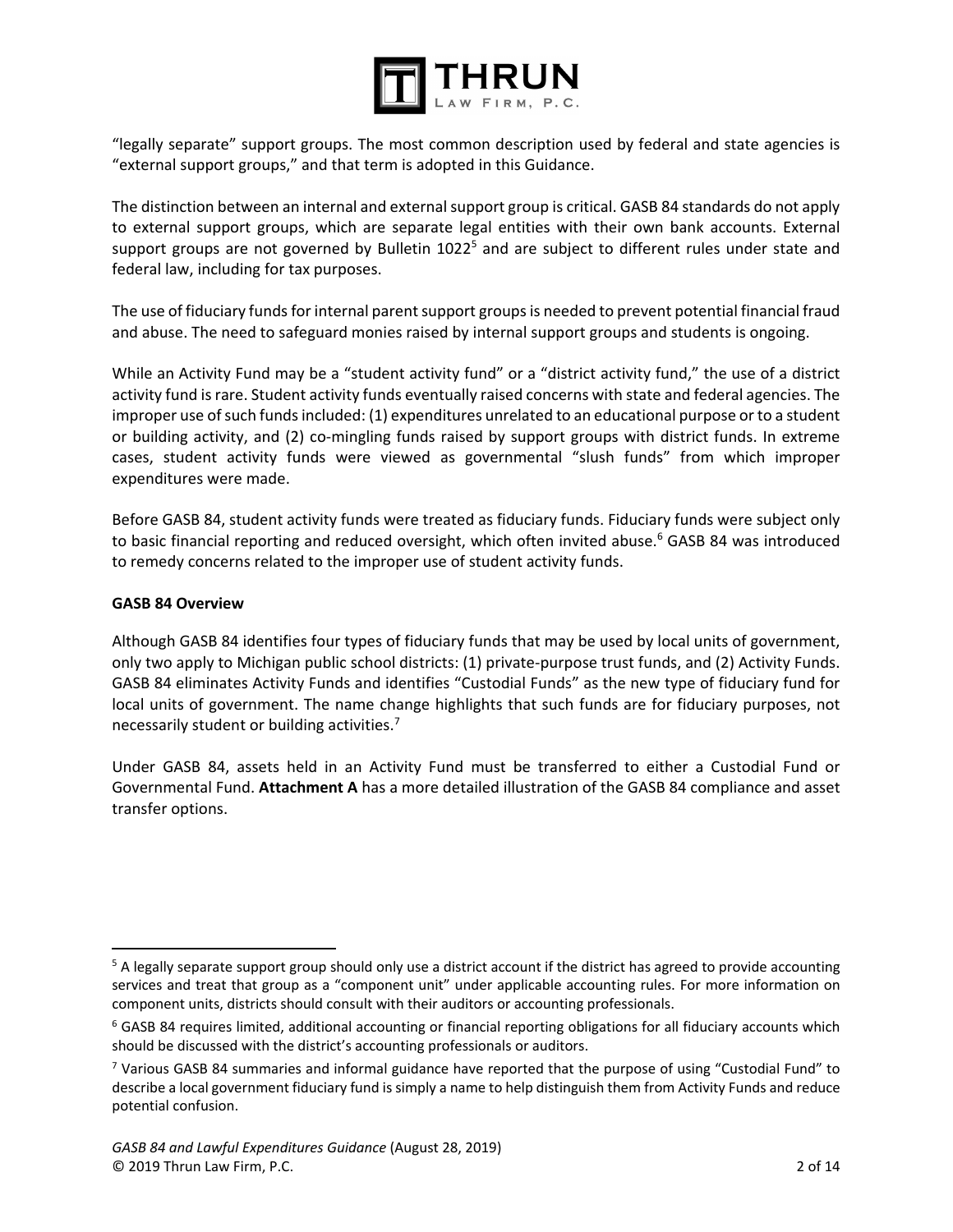"legally separate" support groups. The most common description used by federal and state agencies is "external support groups," and that term is adopted in this Guidance.

The distinction between an internal and external support group is critical. GASB 84 standards do not apply to external support groups, which are separate legal entities with their own bank accounts. External support groups are not governed by Bulletin 1022[5] and are subject to different rules under state and federal law, including for tax purposes.

The use of fiduciary funds for internal parent support groups is needed to prevent potential financial fraud and abuse. The need to safeguard monies raised by internal support groups and students is ongoing.

While an Activity Fund may be a "student activity fund" or a "district activity fund," the use of a district activity fund is rare. Student activity funds eventually raised concerns with state and federal agencies. The improper use of such funds included: (1) expenditures unrelated to an educational purpose or to a student or building activity, and (2) co-mingling funds raised by support groups with district funds. In extreme cases, student activity funds were viewed as governmental "slush funds" from which improper expenditures were made.

Before GASB 84, student activity funds were treated as fiduciary funds. Fiduciary funds were subject only to basic financial reporting and reduced oversight, which often invited abuse.[6] GASB 84 was introduced to remedy concerns related to the improper use of student activity funds.

**GASB 84 Overview**

Although GASB 84 identifies four types of fiduciary funds that may be used by local units of government, only two apply to Michigan public school districts: (1) private-purpose trust funds, and (2) Activity Funds. GASB 84 eliminates Activity Funds and identifies "Custodial Funds" as the new type of fiduciary fund for local units of government. The name change highlights that such funds are for fiduciary purposes, not necessarily student or building activities.[7]

Under GASB 84, assets held in an Activity Fund must be transferred to either a Custodial Fund or Governmental Fund. **Attachment A** has a more detailed illustration of the GASB 84 compliance and asset transfer options.

---

[5] A legally separate support group should only use a district account if the district has agreed to provide accounting services and treat that group as a "component unit" under applicable accounting rules. For more information on component units, districts should consult with their auditors or accounting professionals.

[6] GASB 84 requires limited, additional accounting or financial reporting obligations for all fiduciary accounts which should be discussed with the district's accounting professionals or auditors.

[7] Various GASB 84 summaries and informal guidance have reported that the purpose of using "Custodial Fund" to describe a local government fiduciary fund is simply a name to help distinguish them from Activity Funds and reduce potential confusion.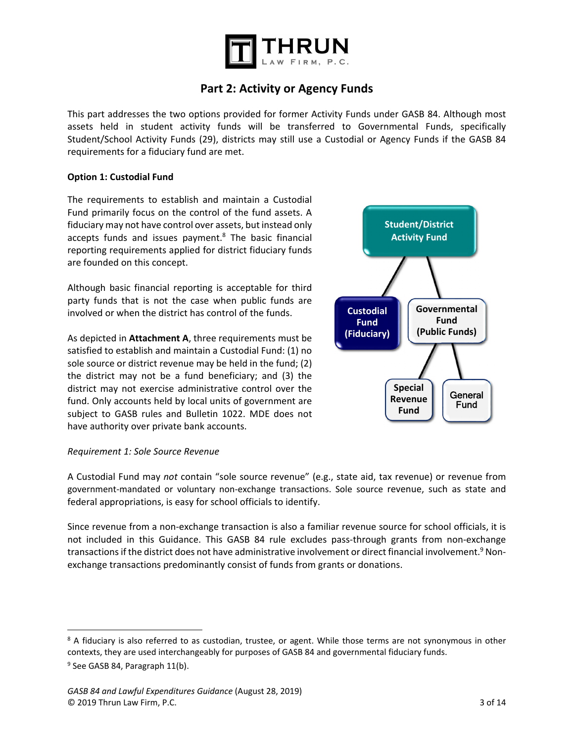## Part 2: Activity or Agency Funds

This part addresses the two options provided for former Activity Funds under GASB 84. Although most assets held in student activity funds will be transferred to Governmental Funds, specifically Student/School Activity Funds (29), districts may still use a Custodial or Agency Funds if the GASB 84 requirements for a fiduciary fund are met.

**Option 1: Custodial Fund**

The requirements to establish and maintain a Custodial Fund primarily focus on the control of the fund assets. A fiduciary may not have control over assets, but instead only accepts funds and issues payment.[8] The basic financial reporting requirements applied for district fiduciary funds are founded on this concept.

Although basic financial reporting is acceptable for third party funds that is not the case when public funds are involved or when the district has control of the funds.

As depicted in **Attachment A**, three requirements must be satisfied to establish and maintain a Custodial Fund: (1) no sole source or district revenue may be held in the fund; (2) the district may not be a fund beneficiary; and (3) the district may not exercise administrative control over the fund. Only accounts held by local units of government are subject to GASB rules and Bulletin 1022. MDE does not have authority over private bank accounts.

Student/District Activity Fund

Custodial Fund (Fiduciary)

Governmental Fund (Public Funds)

Special Revenue Fund

General Fund

*Requirement 1: Sole Source Revenue*

A Custodial Fund may *not* contain "sole source revenue" (e.g., state aid, tax revenue) or revenue from government-mandated or voluntary non-exchange transactions. Sole source revenue, such as state and federal appropriations, is easy for school officials to identify.

Since revenue from a non-exchange transaction is also a familiar revenue source for school officials, it is not included in this Guidance. This GASB 84 rule excludes pass-through grants from non-exchange transactions if the district does not have administrative involvement or direct financial involvement.[9] Non-exchange transactions predominantly consist of funds from grants or donations.

---

[8] A fiduciary is also referred to as custodian, trustee, or agent. While those terms are not synonymous in other contexts, they are used interchangeably for purposes of GASB 84 and governmental fiduciary funds.

[9] See GASB 84, Paragraph 11(b).

*GASB 84 and Lawful Expenditures Guidance* (August 28, 2019)
© 2019 Thrun Law Firm, P.C.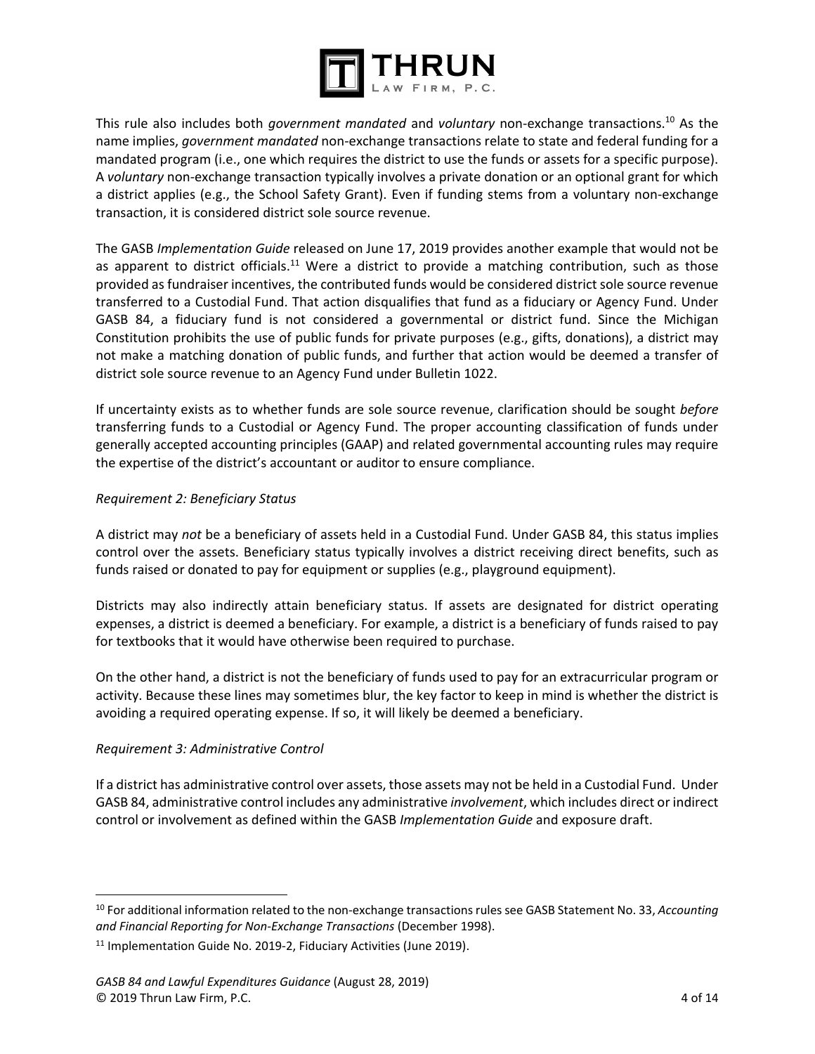This rule also includes both *government mandated* and *voluntary* non-exchange transactions.[10] As the name implies, *government mandated* non-exchange transactions relate to state and federal funding for a mandated program (i.e., one which requires the district to use the funds or assets for a specific purpose). A *voluntary* non-exchange transaction typically involves a private donation or an optional grant for which a district applies (e.g., the School Safety Grant). Even if funding stems from a voluntary non-exchange transaction, it is considered district sole source revenue.

The GASB *Implementation Guide* released on June 17, 2019 provides another example that would not be as apparent to district officials.[11] Were a district to provide a matching contribution, such as those provided as fundraiser incentives, the contributed funds would be considered district sole source revenue transferred to a Custodial Fund. That action disqualifies that fund as a fiduciary or Agency Fund. Under GASB 84, a fiduciary fund is not considered a governmental or district fund. Since the Michigan Constitution prohibits the use of public funds for private purposes (e.g., gifts, donations), a district may not make a matching donation of public funds, and further that action would be deemed a transfer of district sole source revenue to an Agency Fund under Bulletin 1022.

If uncertainty exists as to whether funds are sole source revenue, clarification should be sought *before* transferring funds to a Custodial or Agency Fund. The proper accounting classification of funds under generally accepted accounting principles (GAAP) and related governmental accounting rules may require the expertise of the district's accountant or auditor to ensure compliance.

*Requirement 2: Beneficiary Status*

A district may *not* be a beneficiary of assets held in a Custodial Fund. Under GASB 84, this status implies control over the assets. Beneficiary status typically involves a district receiving direct benefits, such as funds raised or donated to pay for equipment or supplies (e.g., playground equipment).

Districts may also indirectly attain beneficiary status. If assets are designated for district operating expenses, a district is deemed a beneficiary. For example, a district is a beneficiary of funds raised to pay for textbooks that it would have otherwise been required to purchase.

On the other hand, a district is not the beneficiary of funds used to pay for an extracurricular program or activity. Because these lines may sometimes blur, the key factor to keep in mind is whether the district is avoiding a required operating expense. If so, it will likely be deemed a beneficiary.

*Requirement 3: Administrative Control*

If a district has administrative control over assets, those assets may not be held in a Custodial Fund. Under GASB 84, administrative control includes any administrative *involvement*, which includes direct or indirect control or involvement as defined within the GASB *Implementation Guide* and exposure draft.

---

[10] For additional information related to the non-exchange transactions rules see GASB Statement No. 33, *Accounting and Financial Reporting for Non-Exchange Transactions* (December 1998).

[11] Implementation Guide No. 2019-2, Fiduciary Activities (June 2019).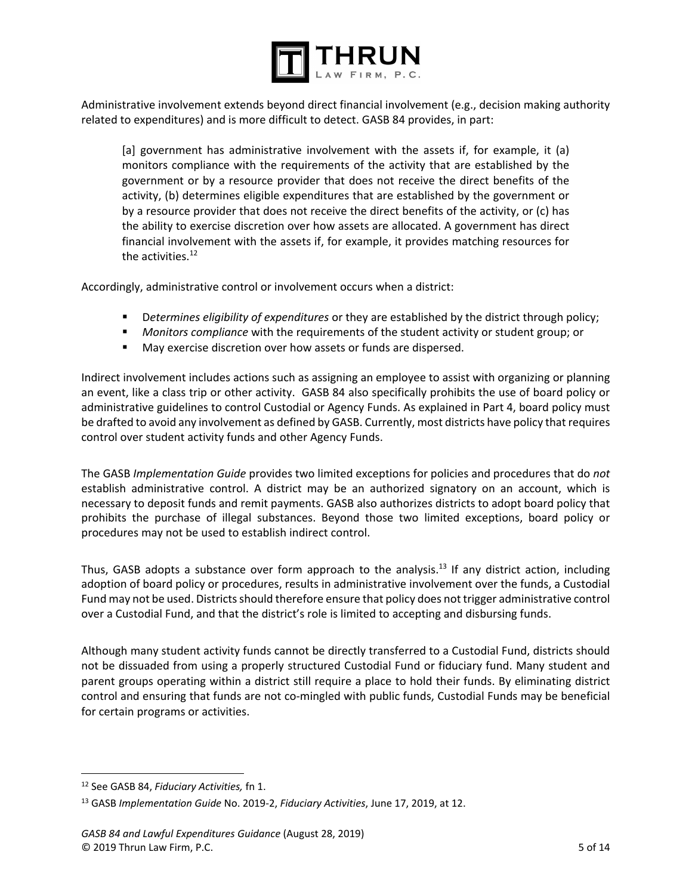Administrative involvement extends beyond direct financial involvement (e.g., decision making authority related to expenditures) and is more difficult to detect. GASB 84 provides, in part:

> [a] government has administrative involvement with the assets if, for example, it (a) monitors compliance with the requirements of the activity that are established by the government or by a resource provider that does not receive the direct benefits of the activity, (b) determines eligible expenditures that are established by the government or by a resource provider that does not receive the direct benefits of the activity, or (c) has the ability to exercise discretion over how assets are allocated. A government has direct financial involvement with the assets if, for example, it provides matching resources for the activities.[12]

Accordingly, administrative control or involvement occurs when a district:

- D*etermines eligibility of expenditures* or they are established by the district through policy;
- *Monitors compliance* with the requirements of the student activity or student group; or
- May exercise discretion over how assets or funds are dispersed.

Indirect involvement includes actions such as assigning an employee to assist with organizing or planning an event, like a class trip or other activity. GASB 84 also specifically prohibits the use of board policy or administrative guidelines to control Custodial or Agency Funds. As explained in Part 4, board policy must be drafted to avoid any involvement as defined by GASB. Currently, most districts have policy that requires control over student activity funds and other Agency Funds.

The GASB *Implementation Guide* provides two limited exceptions for policies and procedures that do *not* establish administrative control. A district may be an authorized signatory on an account, which is necessary to deposit funds and remit payments. GASB also authorizes districts to adopt board policy that prohibits the purchase of illegal substances. Beyond those two limited exceptions, board policy or procedures may not be used to establish indirect control.

Thus, GASB adopts a substance over form approach to the analysis.[13] If any district action, including adoption of board policy or procedures, results in administrative involvement over the funds, a Custodial Fund may not be used. Districts should therefore ensure that policy does not trigger administrative control over a Custodial Fund, and that the district's role is limited to accepting and disbursing funds.

Although many student activity funds cannot be directly transferred to a Custodial Fund, districts should not be dissuaded from using a properly structured Custodial Fund or fiduciary fund. Many student and parent groups operating within a district still require a place to hold their funds. By eliminating district control and ensuring that funds are not co-mingled with public funds, Custodial Funds may be beneficial for certain programs or activities.

---

[12] See GASB 84, *Fiduciary Activities,* fn 1.

[13] GASB *Implementation Guide* No. 2019-2, *Fiduciary Activities*, June 17, 2019, at 12.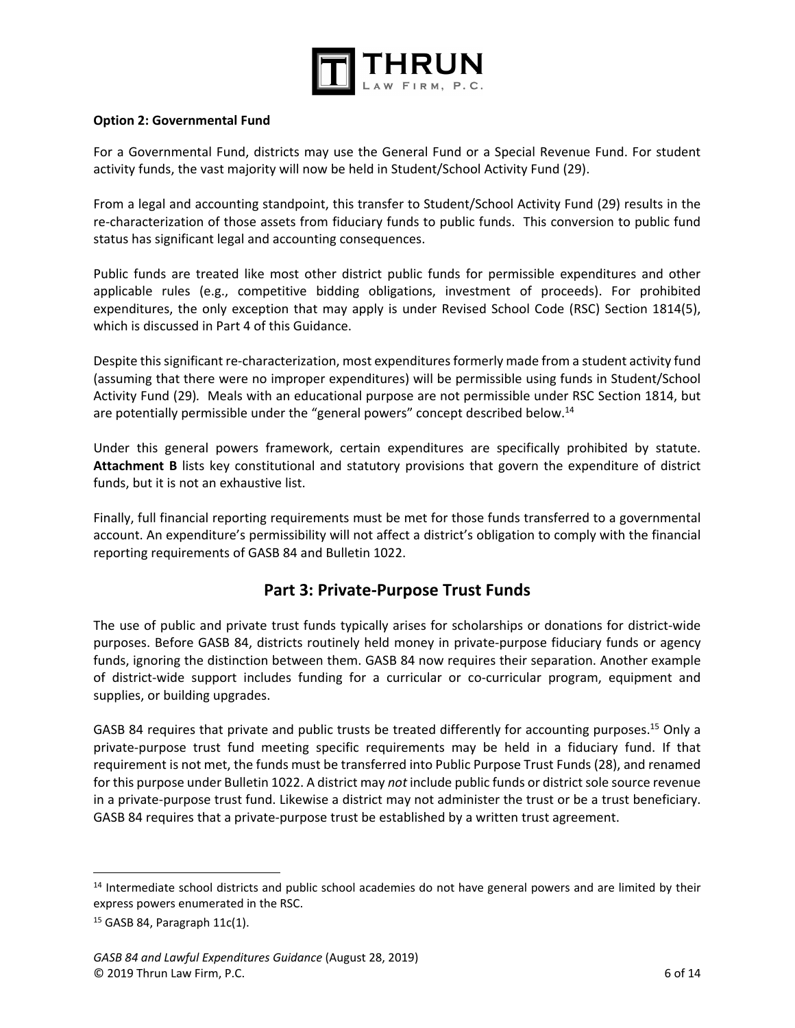**Option 2: Governmental Fund**

For a Governmental Fund, districts may use the General Fund or a Special Revenue Fund. For student activity funds, the vast majority will now be held in Student/School Activity Fund (29).

From a legal and accounting standpoint, this transfer to Student/School Activity Fund (29) results in the re-characterization of those assets from fiduciary funds to public funds. This conversion to public fund status has significant legal and accounting consequences.

Public funds are treated like most other district public funds for permissible expenditures and other applicable rules (e.g., competitive bidding obligations, investment of proceeds). For prohibited expenditures, the only exception that may apply is under Revised School Code (RSC) Section 1814(5), which is discussed in Part 4 of this Guidance.

Despite this significant re-characterization, most expenditures formerly made from a student activity fund (assuming that there were no improper expenditures) will be permissible using funds in Student/School Activity Fund (29). Meals with an educational purpose are not permissible under RSC Section 1814, but are potentially permissible under the "general powers" concept described below.[14]

Under this general powers framework, certain expenditures are specifically prohibited by statute. **Attachment B** lists key constitutional and statutory provisions that govern the expenditure of district funds, but it is not an exhaustive list.

Finally, full financial reporting requirements must be met for those funds transferred to a governmental account. An expenditure's permissibility will not affect a district's obligation to comply with the financial reporting requirements of GASB 84 and Bulletin 1022.

## Part 3: Private-Purpose Trust Funds

The use of public and private trust funds typically arises for scholarships or donations for district-wide purposes. Before GASB 84, districts routinely held money in private-purpose fiduciary funds or agency funds, ignoring the distinction between them. GASB 84 now requires their separation. Another example of district-wide support includes funding for a curricular or co-curricular program, equipment and supplies, or building upgrades.

GASB 84 requires that private and public trusts be treated differently for accounting purposes.[15] Only a private-purpose trust fund meeting specific requirements may be held in a fiduciary fund. If that requirement is not met, the funds must be transferred into Public Purpose Trust Funds (28), and renamed for this purpose under Bulletin 1022. A district may *not* include public funds or district sole source revenue in a private-purpose trust fund. Likewise a district may not administer the trust or be a trust beneficiary. GASB 84 requires that a private-purpose trust be established by a written trust agreement.

---

[14] Intermediate school districts and public school academies do not have general powers and are limited by their express powers enumerated in the RSC.

[15] GASB 84, Paragraph 11c(1).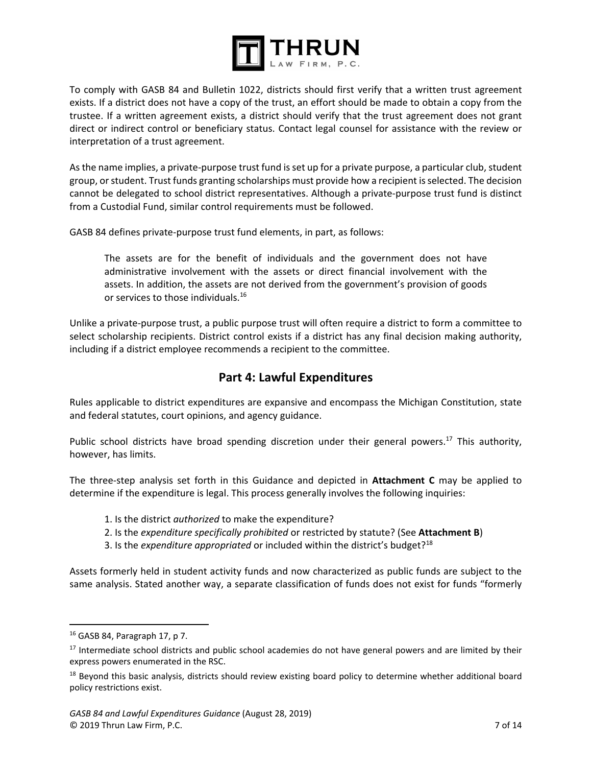To comply with GASB 84 and Bulletin 1022, districts should first verify that a written trust agreement exists. If a district does not have a copy of the trust, an effort should be made to obtain a copy from the trustee. If a written agreement exists, a district should verify that the trust agreement does not grant direct or indirect control or beneficiary status. Contact legal counsel for assistance with the review or interpretation of a trust agreement.

As the name implies, a private-purpose trust fund is set up for a private purpose, a particular club, student group, or student. Trust funds granting scholarships must provide how a recipient is selected. The decision cannot be delegated to school district representatives. Although a private-purpose trust fund is distinct from a Custodial Fund, similar control requirements must be followed.

GASB 84 defines private-purpose trust fund elements, in part, as follows:

> The assets are for the benefit of individuals and the government does not have administrative involvement with the assets or direct financial involvement with the assets. In addition, the assets are not derived from the government's provision of goods or services to those individuals.[16]

Unlike a private-purpose trust, a public purpose trust will often require a district to form a committee to select scholarship recipients. District control exists if a district has any final decision making authority, including if a district employee recommends a recipient to the committee.

## Part 4: Lawful Expenditures

Rules applicable to district expenditures are expansive and encompass the Michigan Constitution, state and federal statutes, court opinions, and agency guidance.

Public school districts have broad spending discretion under their general powers.[17] This authority, however, has limits.

The three-step analysis set forth in this Guidance and depicted in **Attachment C** may be applied to determine if the expenditure is legal. This process generally involves the following inquiries:

1. Is the district *authorized* to make the expenditure?
2. Is the *expenditure specifically prohibited* or restricted by statute? (See **Attachment B**)
3. Is the *expenditure appropriated* or included within the district's budget?[18]

Assets formerly held in student activity funds and now characterized as public funds are subject to the same analysis. Stated another way, a separate classification of funds does not exist for funds "formerly

---

[16] GASB 84, Paragraph 17, p 7.

[17] Intermediate school districts and public school academies do not have general powers and are limited by their express powers enumerated in the RSC.

[18] Beyond this basic analysis, districts should review existing board policy to determine whether additional board policy restrictions exist.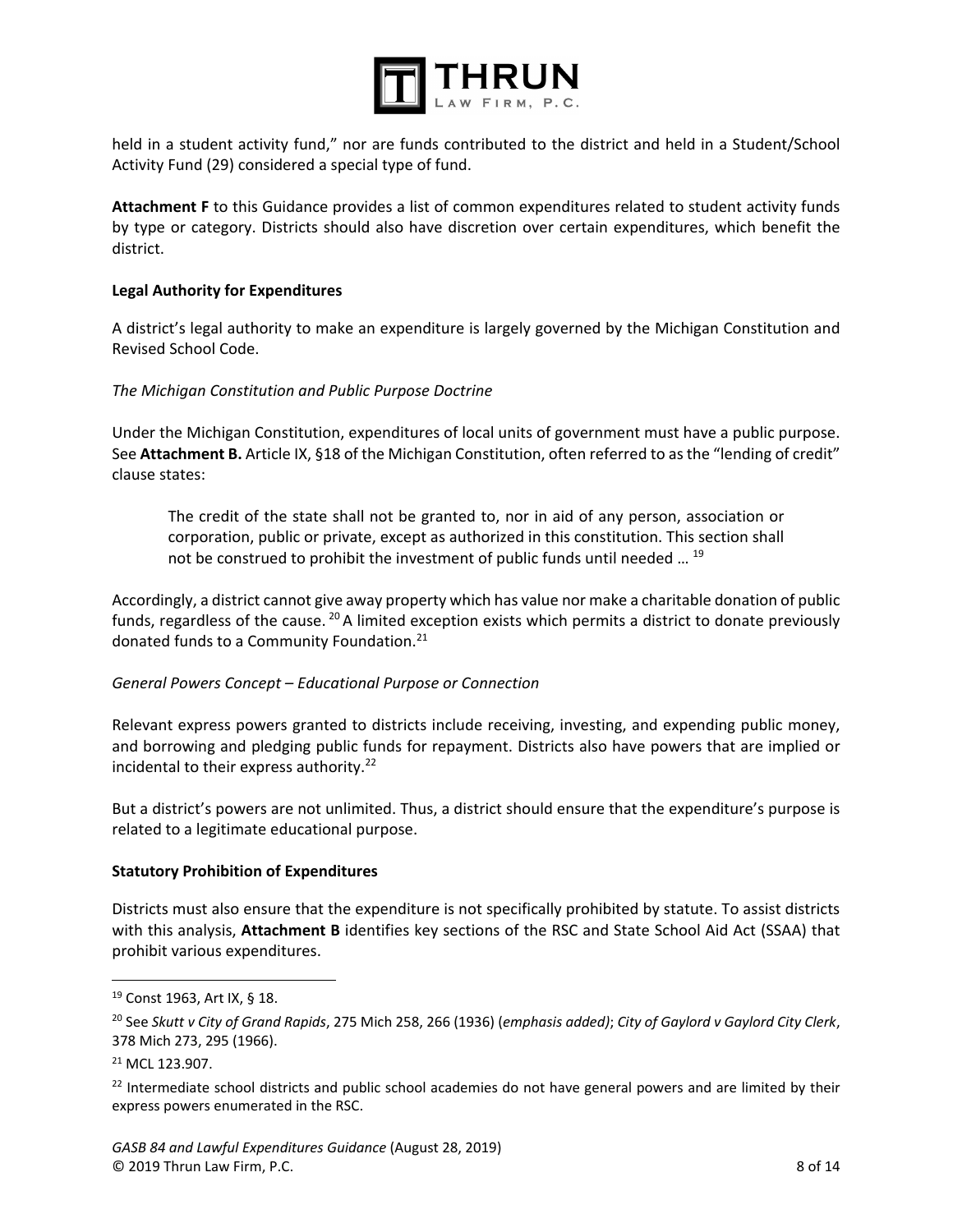held in a student activity fund," nor are funds contributed to the district and held in a Student/School Activity Fund (29) considered a special type of fund.

**Attachment F** to this Guidance provides a list of common expenditures related to student activity funds by type or category. Districts should also have discretion over certain expenditures, which benefit the district.

**Legal Authority for Expenditures**

A district's legal authority to make an expenditure is largely governed by the Michigan Constitution and Revised School Code.

*The Michigan Constitution and Public Purpose Doctrine*

Under the Michigan Constitution, expenditures of local units of government must have a public purpose. See **Attachment B.** Article IX, §18 of the Michigan Constitution, often referred to as the "lending of credit" clause states:

> The credit of the state shall not be granted to, nor in aid of any person, association or corporation, public or private, except as authorized in this constitution. This section shall not be construed to prohibit the investment of public funds until needed … [19]

Accordingly, a district cannot give away property which has value nor make a charitable donation of public funds, regardless of the cause. [20] A limited exception exists which permits a district to donate previously donated funds to a Community Foundation.[21]

*General Powers Concept – Educational Purpose or Connection*

Relevant express powers granted to districts include receiving, investing, and expending public money, and borrowing and pledging public funds for repayment. Districts also have powers that are implied or incidental to their express authority.[22]

But a district's powers are not unlimited. Thus, a district should ensure that the expenditure's purpose is related to a legitimate educational purpose.

**Statutory Prohibition of Expenditures**

Districts must also ensure that the expenditure is not specifically prohibited by statute. To assist districts with this analysis, **Attachment B** identifies key sections of the RSC and State School Aid Act (SSAA) that prohibit various expenditures.

---

[19] Const 1963, Art IX, § 18.

[20] See *Skutt v City of Grand Rapids*, 275 Mich 258, 266 (1936) (*emphasis added)*; *City of Gaylord v Gaylord City Clerk*, 378 Mich 273, 295 (1966).

[21] MCL 123.907.

[22] Intermediate school districts and public school academies do not have general powers and are limited by their express powers enumerated in the RSC.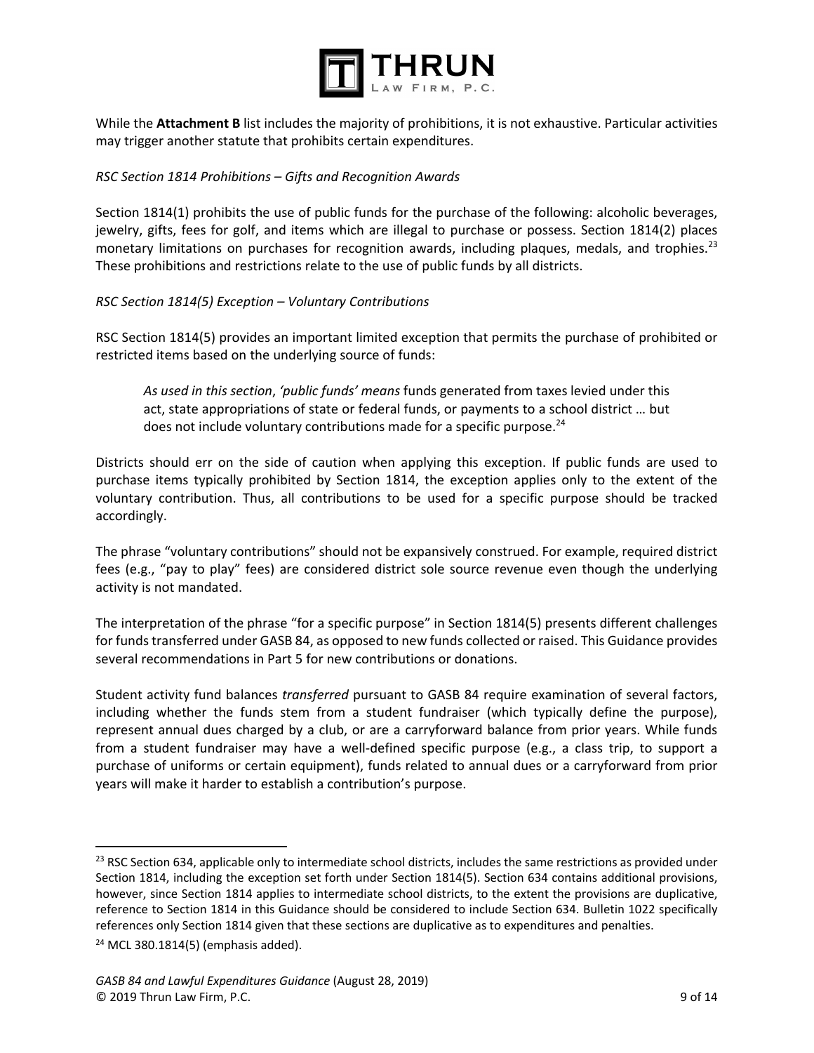While the **Attachment B** list includes the majority of prohibitions, it is not exhaustive. Particular activities may trigger another statute that prohibits certain expenditures.

*RSC Section 1814 Prohibitions – Gifts and Recognition Awards*

Section 1814(1) prohibits the use of public funds for the purchase of the following: alcoholic beverages, jewelry, gifts, fees for golf, and items which are illegal to purchase or possess. Section 1814(2) places monetary limitations on purchases for recognition awards, including plaques, medals, and trophies.[23] These prohibitions and restrictions relate to the use of public funds by all districts.

*RSC Section 1814(5) Exception – Voluntary Contributions*

RSC Section 1814(5) provides an important limited exception that permits the purchase of prohibited or restricted items based on the underlying source of funds:

> *As used in this section*, *'public funds' means* funds generated from taxes levied under this act, state appropriations of state or federal funds, or payments to a school district … but does not include voluntary contributions made for a specific purpose.[24]

Districts should err on the side of caution when applying this exception. If public funds are used to purchase items typically prohibited by Section 1814, the exception applies only to the extent of the voluntary contribution. Thus, all contributions to be used for a specific purpose should be tracked accordingly.

The phrase "voluntary contributions" should not be expansively construed. For example, required district fees (e.g., "pay to play" fees) are considered district sole source revenue even though the underlying activity is not mandated.

The interpretation of the phrase "for a specific purpose" in Section 1814(5) presents different challenges for funds transferred under GASB 84, as opposed to new funds collected or raised. This Guidance provides several recommendations in Part 5 for new contributions or donations.

Student activity fund balances *transferred* pursuant to GASB 84 require examination of several factors, including whether the funds stem from a student fundraiser (which typically define the purpose), represent annual dues charged by a club, or are a carryforward balance from prior years. While funds from a student fundraiser may have a well-defined specific purpose (e.g., a class trip, to support a purchase of uniforms or certain equipment), funds related to annual dues or a carryforward from prior years will make it harder to establish a contribution's purpose.

---

[23] RSC Section 634, applicable only to intermediate school districts, includes the same restrictions as provided under Section 1814, including the exception set forth under Section 1814(5). Section 634 contains additional provisions, however, since Section 1814 applies to intermediate school districts, to the extent the provisions are duplicative, reference to Section 1814 in this Guidance should be considered to include Section 634. Bulletin 1022 specifically references only Section 1814 given that these sections are duplicative as to expenditures and penalties.

[24] MCL 380.1814(5) (emphasis added).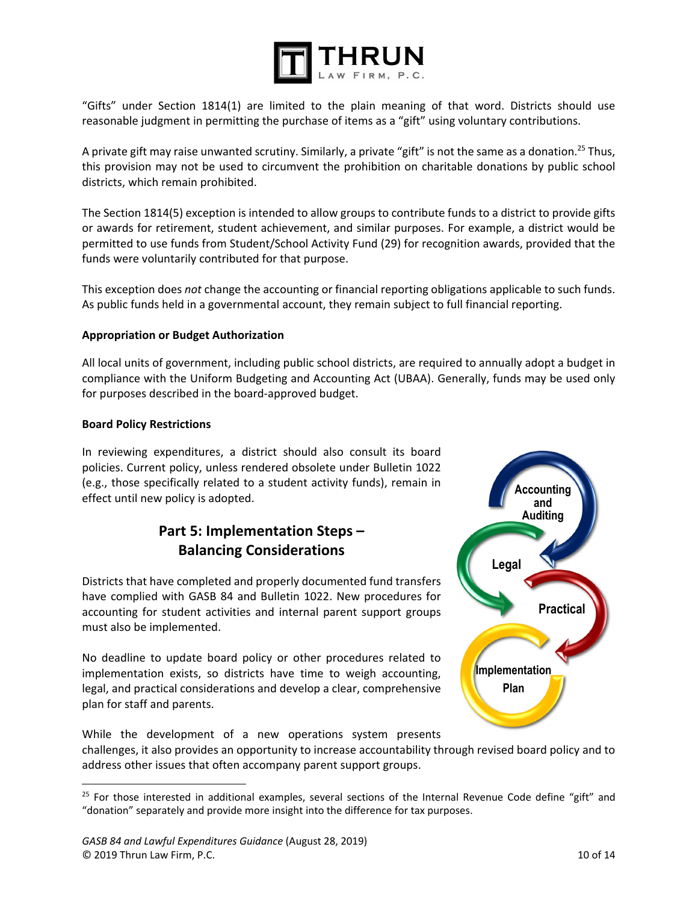"Gifts" under Section 1814(1) are limited to the plain meaning of that word. Districts should use reasonable judgment in permitting the purchase of items as a "gift" using voluntary contributions.

A private gift may raise unwanted scrutiny. Similarly, a private "gift" is not the same as a donation.[25] Thus, this provision may not be used to circumvent the prohibition on charitable donations by public school districts, which remain prohibited.

The Section 1814(5) exception is intended to allow groups to contribute funds to a district to provide gifts or awards for retirement, student achievement, and similar purposes. For example, a district would be permitted to use funds from Student/School Activity Fund (29) for recognition awards, provided that the funds were voluntarily contributed for that purpose.

This exception does *not* change the accounting or financial reporting obligations applicable to such funds. As public funds held in a governmental account, they remain subject to full financial reporting.

**Appropriation or Budget Authorization**

All local units of government, including public school districts, are required to annually adopt a budget in compliance with the Uniform Budgeting and Accounting Act (UBAA). Generally, funds may be used only for purposes described in the board-approved budget.

**Board Policy Restrictions**

In reviewing expenditures, a district should also consult its board policies. Current policy, unless rendered obsolete under Bulletin 1022 (e.g., those specifically related to a student activity funds), remain in effect until new policy is adopted.

## Part 5: Implementation Steps – Balancing Considerations

Districts that have completed and properly documented fund transfers have complied with GASB 84 and Bulletin 1022. New procedures for accounting for student activities and internal parent support groups must also be implemented.

No deadline to update board policy or other procedures related to implementation exists, so districts have time to weigh accounting, legal, and practical considerations and develop a clear, comprehensive plan for staff and parents.

Accounting and Auditing → Legal → Practical → Implementation Plan

While the development of a new operations system presents challenges, it also provides an opportunity to increase accountability through revised board policy and to address other issues that often accompany parent support groups.

---

[25] For those interested in additional examples, several sections of the Internal Revenue Code define "gift" and "donation" separately and provide more insight into the difference for tax purposes.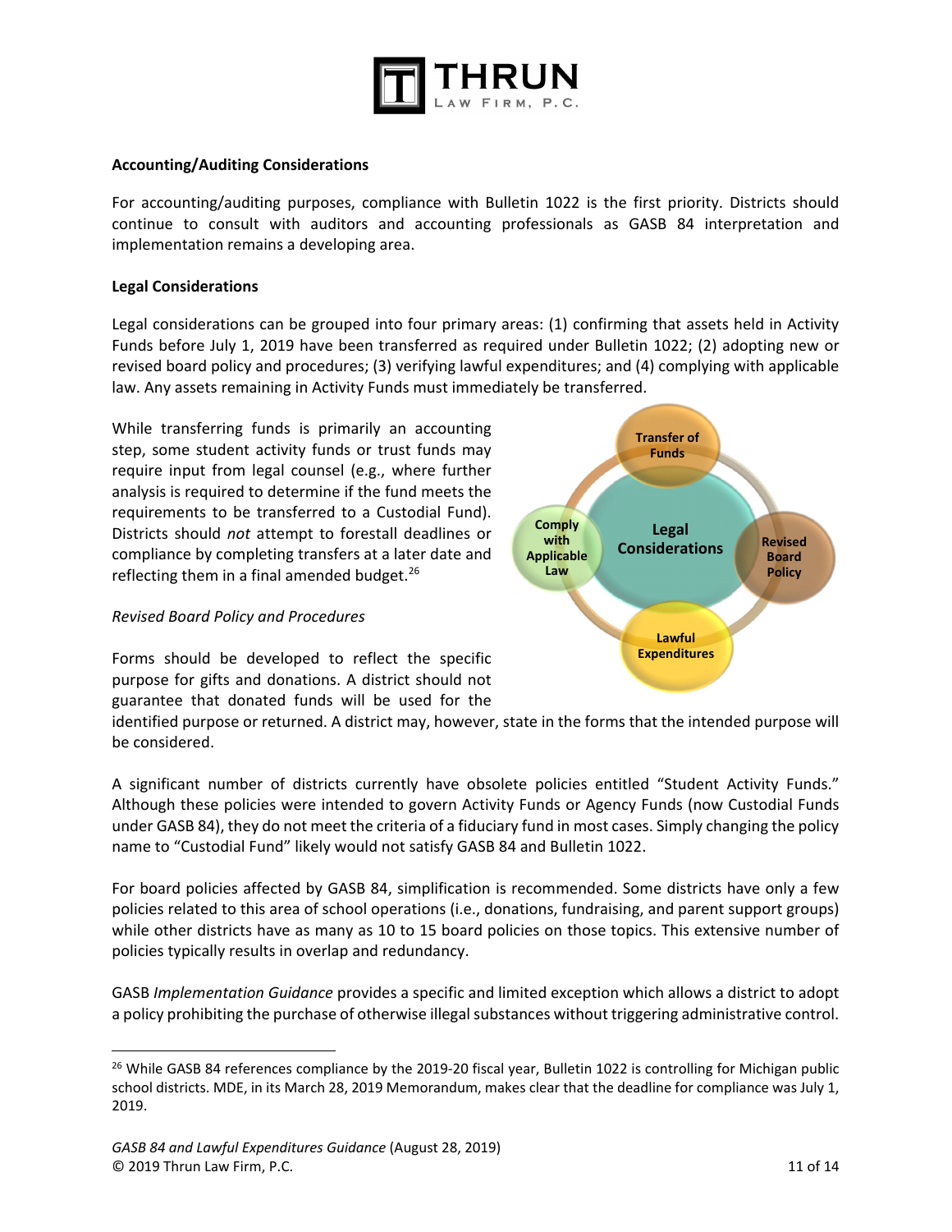**Accounting/Auditing Considerations**

For accounting/auditing purposes, compliance with Bulletin 1022 is the first priority. Districts should continue to consult with auditors and accounting professionals as GASB 84 interpretation and implementation remains a developing area.

**Legal Considerations**

Legal considerations can be grouped into four primary areas: (1) confirming that assets held in Activity Funds before July 1, 2019 have been transferred as required under Bulletin 1022; (2) adopting new or revised board policy and procedures; (3) verifying lawful expenditures; and (4) complying with applicable law. Any assets remaining in Activity Funds must immediately be transferred.

While transferring funds is primarily an accounting step, some student activity funds or trust funds may require input from legal counsel (e.g., where further analysis is required to determine if the fund meets the requirements to be transferred to a Custodial Fund). Districts should *not* attempt to forestall deadlines or compliance by completing transfers at a later date and reflecting them in a final amended budget.[26]

*Revised Board Policy and Procedures*

Forms should be developed to reflect the specific purpose for gifts and donations. A district should not guarantee that donated funds will be used for the identified purpose or returned. A district may, however, state in the forms that the intended purpose will be considered.

A significant number of districts currently have obsolete policies entitled "Student Activity Funds." Although these policies were intended to govern Activity Funds or Agency Funds (now Custodial Funds under GASB 84), they do not meet the criteria of a fiduciary fund in most cases. Simply changing the policy name to "Custodial Fund" likely would not satisfy GASB 84 and Bulletin 1022.

For board policies affected by GASB 84, simplification is recommended. Some districts have only a few policies related to this area of school operations (i.e., donations, fundraising, and parent support groups) while other districts have as many as 10 to 15 board policies on those topics. This extensive number of policies typically results in overlap and redundancy.

GASB *Implementation Guidance* provides a specific and limited exception which allows a district to adopt a policy prohibiting the purchase of otherwise illegal substances without triggering administrative control.

---

[26] While GASB 84 references compliance by the 2019-20 fiscal year, Bulletin 1022 is controlling for Michigan public school districts. MDE, in its March 28, 2019 Memorandum, makes clear that the deadline for compliance was July 1, 2019.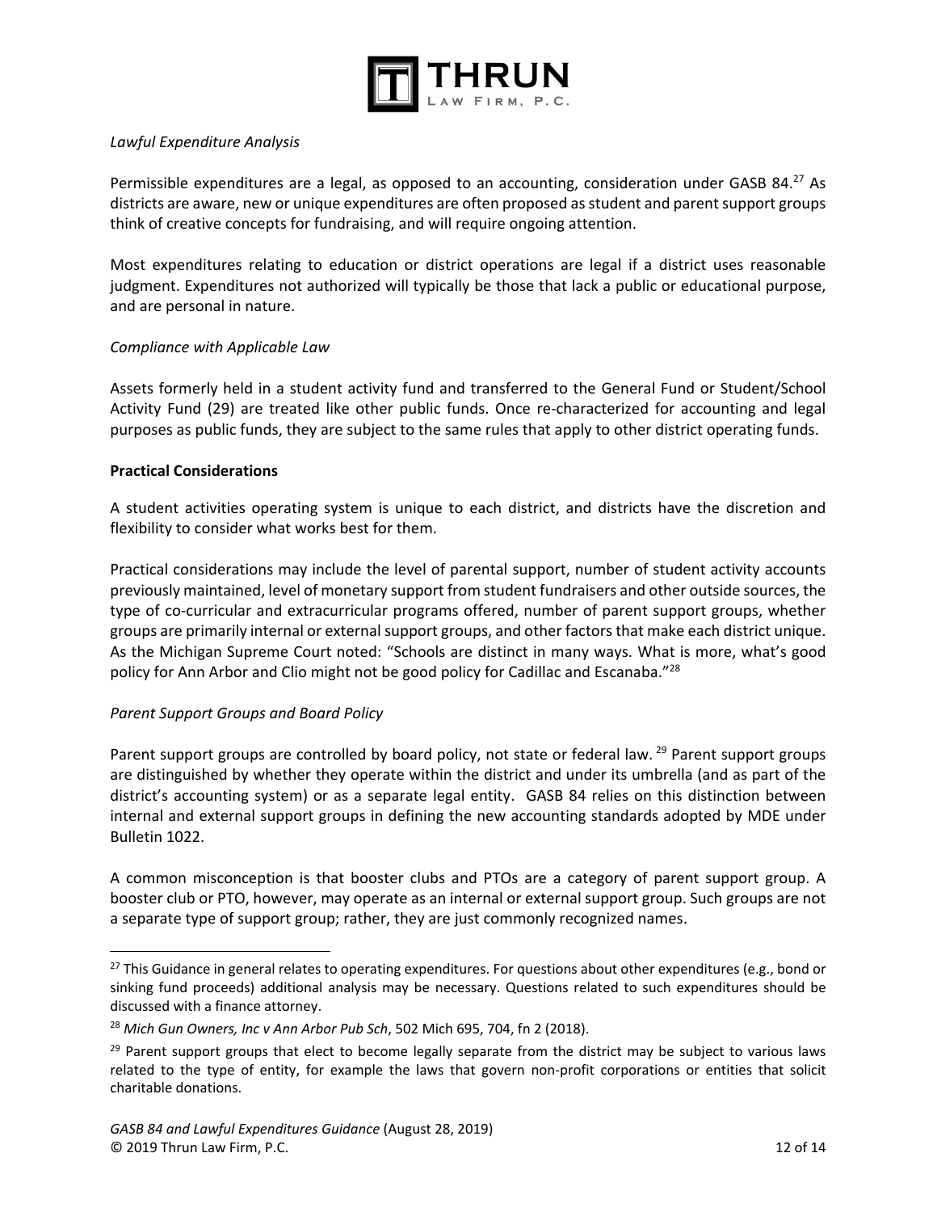*Lawful Expenditure Analysis*

Permissible expenditures are a legal, as opposed to an accounting, consideration under GASB 84.[27] As districts are aware, new or unique expenditures are often proposed as student and parent support groups think of creative concepts for fundraising, and will require ongoing attention.

Most expenditures relating to education or district operations are legal if a district uses reasonable judgment. Expenditures not authorized will typically be those that lack a public or educational purpose, and are personal in nature.

*Compliance with Applicable Law*

Assets formerly held in a student activity fund and transferred to the General Fund or Student/School Activity Fund (29) are treated like other public funds. Once re-characterized for accounting and legal purposes as public funds, they are subject to the same rules that apply to other district operating funds.

**Practical Considerations**

A student activities operating system is unique to each district, and districts have the discretion and flexibility to consider what works best for them.

Practical considerations may include the level of parental support, number of student activity accounts previously maintained, level of monetary support from student fundraisers and other outside sources, the type of co-curricular and extracurricular programs offered, number of parent support groups, whether groups are primarily internal or external support groups, and other factors that make each district unique. As the Michigan Supreme Court noted: "Schools are distinct in many ways. What is more, what's good policy for Ann Arbor and Clio might not be good policy for Cadillac and Escanaba."[28]

*Parent Support Groups and Board Policy*

Parent support groups are controlled by board policy, not state or federal law.[29] Parent support groups are distinguished by whether they operate within the district and under its umbrella (and as part of the district's accounting system) or as a separate legal entity. GASB 84 relies on this distinction between internal and external support groups in defining the new accounting standards adopted by MDE under Bulletin 1022.

A common misconception is that booster clubs and PTOs are a category of parent support group. A booster club or PTO, however, may operate as an internal or external support group. Such groups are not a separate type of support group; rather, they are just commonly recognized names.

---

[27] This Guidance in general relates to operating expenditures. For questions about other expenditures (e.g., bond or sinking fund proceeds) additional analysis may be necessary. Questions related to such expenditures should be discussed with a finance attorney.

[28] *Mich Gun Owners, Inc v Ann Arbor Pub Sch*, 502 Mich 695, 704, fn 2 (2018).

[29] Parent support groups that elect to become legally separate from the district may be subject to various laws related to the type of entity, for example the laws that govern non-profit corporations or entities that solicit charitable donations.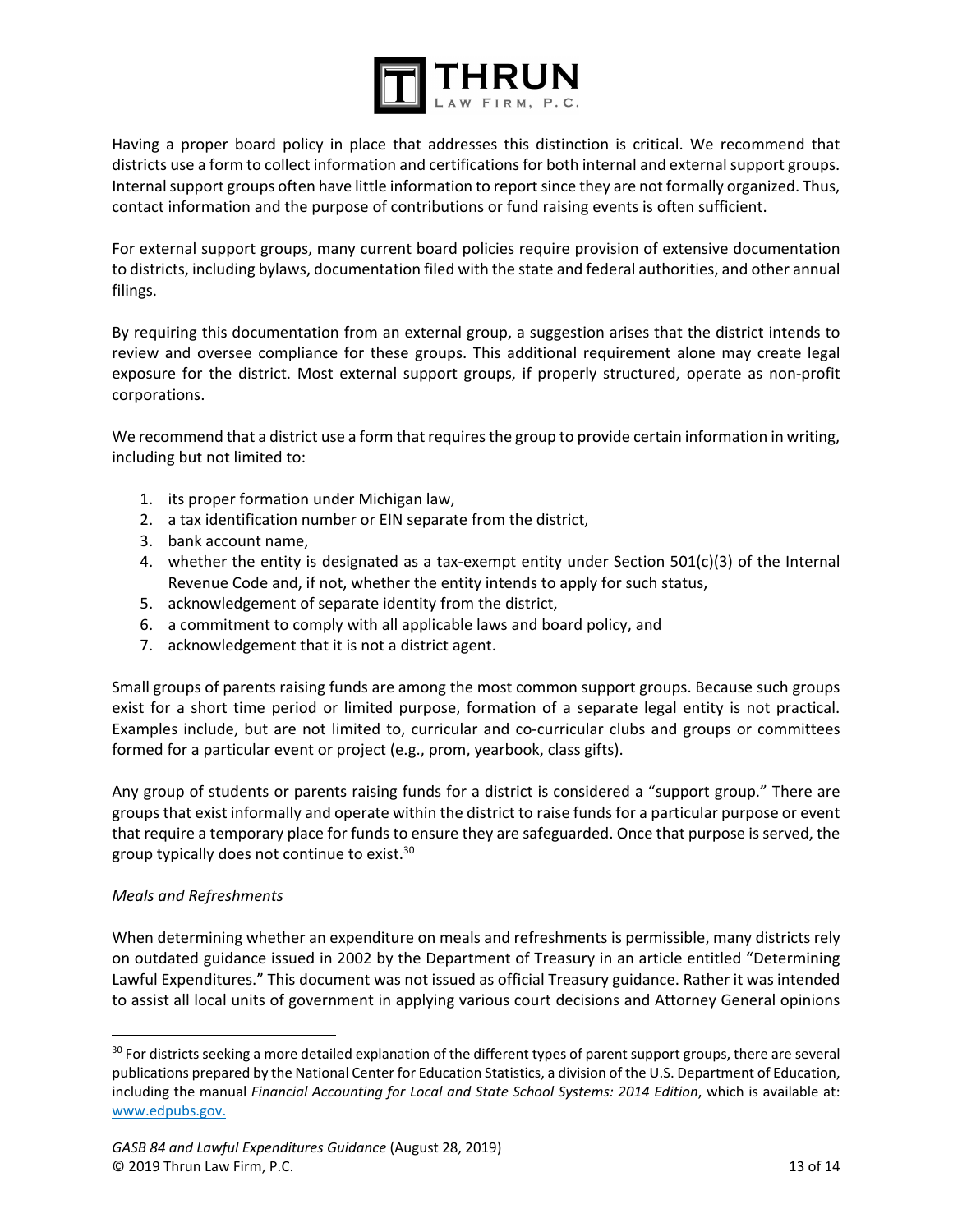Having a proper board policy in place that addresses this distinction is critical. We recommend that districts use a form to collect information and certifications for both internal and external support groups. Internal support groups often have little information to report since they are not formally organized. Thus, contact information and the purpose of contributions or fund raising events is often sufficient.

For external support groups, many current board policies require provision of extensive documentation to districts, including bylaws, documentation filed with the state and federal authorities, and other annual filings.

By requiring this documentation from an external group, a suggestion arises that the district intends to review and oversee compliance for these groups. This additional requirement alone may create legal exposure for the district. Most external support groups, if properly structured, operate as non-profit corporations.

We recommend that a district use a form that requires the group to provide certain information in writing, including but not limited to:

1. its proper formation under Michigan law,
2. a tax identification number or EIN separate from the district,
3. bank account name,
4. whether the entity is designated as a tax-exempt entity under Section 501(c)(3) of the Internal Revenue Code and, if not, whether the entity intends to apply for such status,
5. acknowledgement of separate identity from the district,
6. a commitment to comply with all applicable laws and board policy, and
7. acknowledgement that it is not a district agent.

Small groups of parents raising funds are among the most common support groups. Because such groups exist for a short time period or limited purpose, formation of a separate legal entity is not practical. Examples include, but are not limited to, curricular and co-curricular clubs and groups or committees formed for a particular event or project (e.g., prom, yearbook, class gifts).

Any group of students or parents raising funds for a district is considered a "support group." There are groups that exist informally and operate within the district to raise funds for a particular purpose or event that require a temporary place for funds to ensure they are safeguarded. Once that purpose is served, the group typically does not continue to exist.[30]

*Meals and Refreshments*

When determining whether an expenditure on meals and refreshments is permissible, many districts rely on outdated guidance issued in 2002 by the Department of Treasury in an article entitled "Determining Lawful Expenditures." This document was not issued as official Treasury guidance. Rather it was intended to assist all local units of government in applying various court decisions and Attorney General opinions

---

[30] For districts seeking a more detailed explanation of the different types of parent support groups, there are several publications prepared by the National Center for Education Statistics, a division of the U.S. Department of Education, including the manual *Financial Accounting for Local and State School Systems: 2014 Edition*, which is available at: www.edpubs.gov.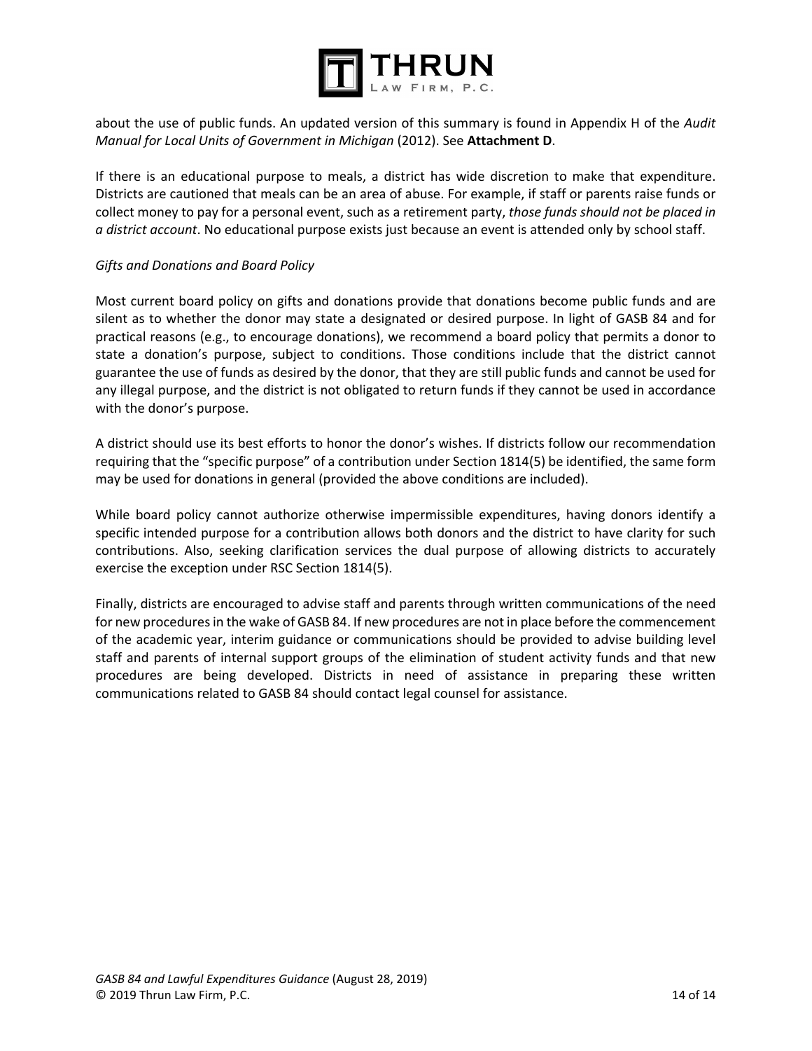about the use of public funds. An updated version of this summary is found in Appendix H of the *Audit Manual for Local Units of Government in Michigan* (2012). See **Attachment D**.

If there is an educational purpose to meals, a district has wide discretion to make that expenditure. Districts are cautioned that meals can be an area of abuse. For example, if staff or parents raise funds or collect money to pay for a personal event, such as a retirement party, *those funds should not be placed in a district account*. No educational purpose exists just because an event is attended only by school staff.

*Gifts and Donations and Board Policy*

Most current board policy on gifts and donations provide that donations become public funds and are silent as to whether the donor may state a designated or desired purpose. In light of GASB 84 and for practical reasons (e.g., to encourage donations), we recommend a board policy that permits a donor to state a donation's purpose, subject to conditions. Those conditions include that the district cannot guarantee the use of funds as desired by the donor, that they are still public funds and cannot be used for any illegal purpose, and the district is not obligated to return funds if they cannot be used in accordance with the donor's purpose.

A district should use its best efforts to honor the donor's wishes. If districts follow our recommendation requiring that the "specific purpose" of a contribution under Section 1814(5) be identified, the same form may be used for donations in general (provided the above conditions are included).

While board policy cannot authorize otherwise impermissible expenditures, having donors identify a specific intended purpose for a contribution allows both donors and the district to have clarity for such contributions. Also, seeking clarification services the dual purpose of allowing districts to accurately exercise the exception under RSC Section 1814(5).

Finally, districts are encouraged to advise staff and parents through written communications of the need for new procedures in the wake of GASB 84. If new procedures are not in place before the commencement of the academic year, interim guidance or communications should be provided to advise building level staff and parents of internal support groups of the elimination of student activity funds and that new procedures are being developed. Districts in need of assistance in preparing these written communications related to GASB 84 should contact legal counsel for assistance.